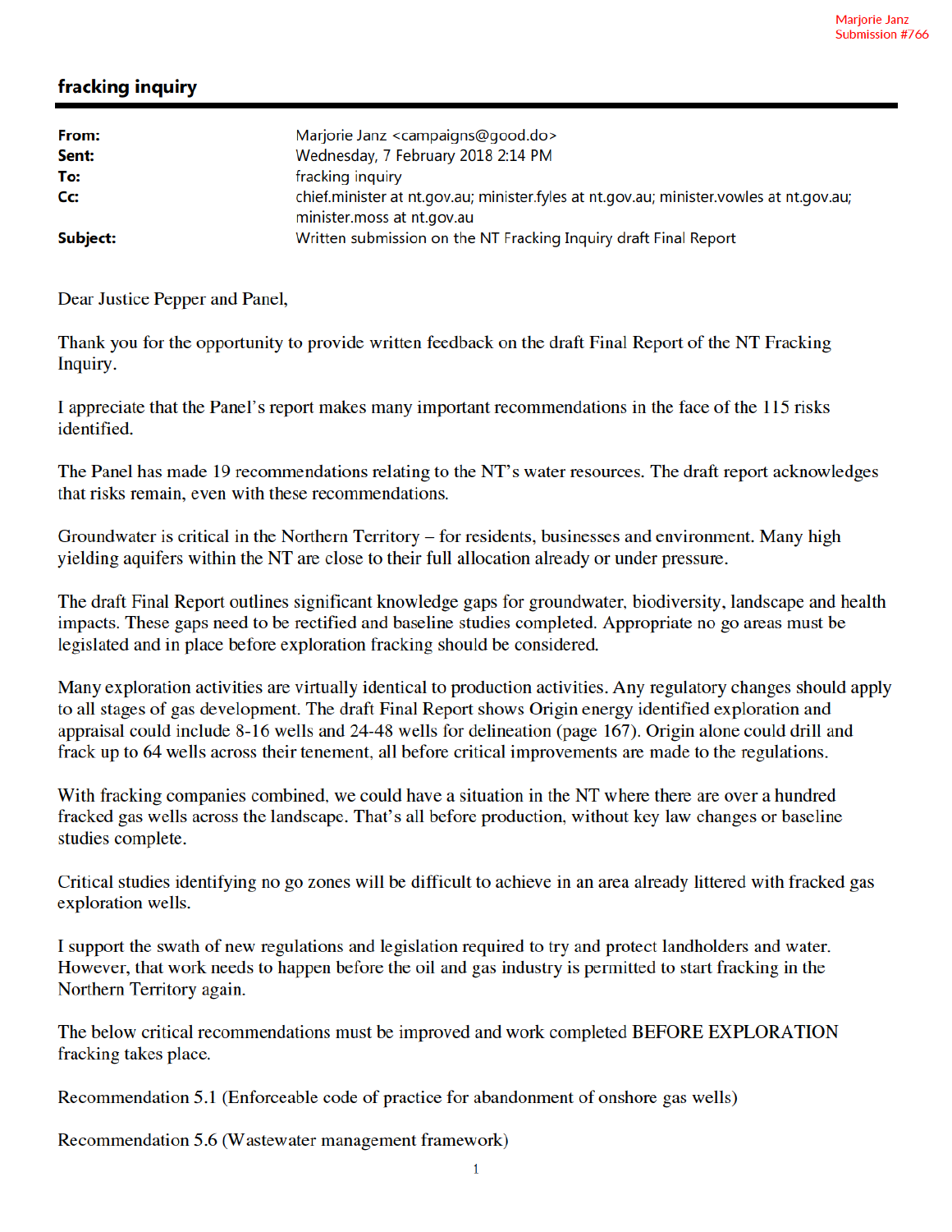Marjorie Janz
Submission #766

## fracking inquiry

| | |
|---|---|
| **From:** | Marjorie Janz <campaigns@good.do> |
| **Sent:** | Wednesday, 7 February 2018 2:14 PM |
| **To:** | fracking inquiry |
| **Cc:** | chief.minister at nt.gov.au; minister.fyles at nt.gov.au; minister.vowles at nt.gov.au; minister.moss at nt.gov.au |
| **Subject:** | Written submission on the NT Fracking Inquiry draft Final Report |

Dear Justice Pepper and Panel,

Thank you for the opportunity to provide written feedback on the draft Final Report of the NT Fracking Inquiry.

I appreciate that the Panel's report makes many important recommendations in the face of the 115 risks identified.

The Panel has made 19 recommendations relating to the NT's water resources. The draft report acknowledges that risks remain, even with these recommendations.

Groundwater is critical in the Northern Territory – for residents, businesses and environment. Many high yielding aquifers within the NT are close to their full allocation already or under pressure.

The draft Final Report outlines significant knowledge gaps for groundwater, biodiversity, landscape and health impacts. These gaps need to be rectified and baseline studies completed. Appropriate no go areas must be legislated and in place before exploration fracking should be considered.

Many exploration activities are virtually identical to production activities. Any regulatory changes should apply to all stages of gas development. The draft Final Report shows Origin energy identified exploration and appraisal could include 8-16 wells and 24-48 wells for delineation (page 167). Origin alone could drill and frack up to 64 wells across their tenement, all before critical improvements are made to the regulations.

With fracking companies combined, we could have a situation in the NT where there are over a hundred fracked gas wells across the landscape. That's all before production, without key law changes or baseline studies complete.

Critical studies identifying no go zones will be difficult to achieve in an area already littered with fracked gas exploration wells.

I support the swath of new regulations and legislation required to try and protect landholders and water. However, that work needs to happen before the oil and gas industry is permitted to start fracking in the Northern Territory again.

The below critical recommendations must be improved and work completed BEFORE EXPLORATION fracking takes place.

Recommendation 5.1 (Enforceable code of practice for abandonment of onshore gas wells)

Recommendation 5.6 (Wastewater management framework)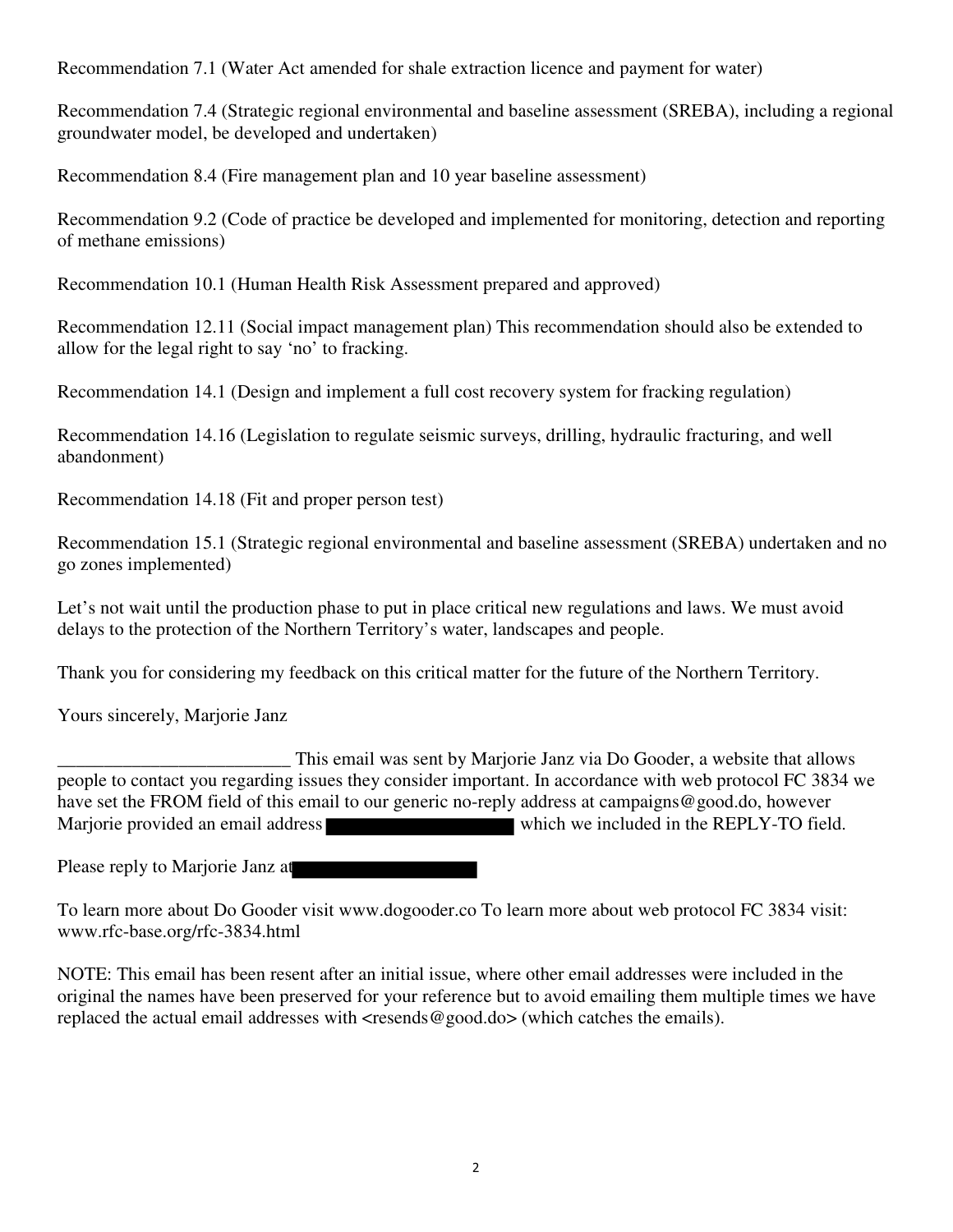Recommendation 7.1 (Water Act amended for shale extraction licence and payment for water)

Recommendation 7.4 (Strategic regional environmental and baseline assessment (SREBA), including a regional groundwater model, be developed and undertaken)

Recommendation 8.4 (Fire management plan and 10 year baseline assessment)

Recommendation 9.2 (Code of practice be developed and implemented for monitoring, detection and reporting of methane emissions)

Recommendation 10.1 (Human Health Risk Assessment prepared and approved)

Recommendation 12.11 (Social impact management plan) This recommendation should also be extended to allow for the legal right to say 'no' to fracking.

Recommendation 14.1 (Design and implement a full cost recovery system for fracking regulation)

Recommendation 14.16 (Legislation to regulate seismic surveys, drilling, hydraulic fracturing, and well abandonment)

Recommendation 14.18 (Fit and proper person test)

Recommendation 15.1 (Strategic regional environmental and baseline assessment (SREBA) undertaken and no go zones implemented)

Let's not wait until the production phase to put in place critical new regulations and laws. We must avoid delays to the protection of the Northern Territory's water, landscapes and people.

Thank you for considering my feedback on this critical matter for the future of the Northern Territory.

Yours sincerely, Marjorie Janz

_________________________ This email was sent by Marjorie Janz via Do Gooder, a website that allows people to contact you regarding issues they consider important. In accordance with web protocol FC 3834 we have set the FROM field of this email to our generic no-reply address at campaigns@good.do, however Marjorie provided an email address ██████████ which we included in the REPLY-TO field.

Please reply to Marjorie Janz at ██████████

To learn more about Do Gooder visit www.dogooder.co To learn more about web protocol FC 3834 visit: www.rfc-base.org/rfc-3834.html

NOTE: This email has been resent after an initial issue, where other email addresses were included in the original the names have been preserved for your reference but to avoid emailing them multiple times we have replaced the actual email addresses with <resends@good.do> (which catches the emails).